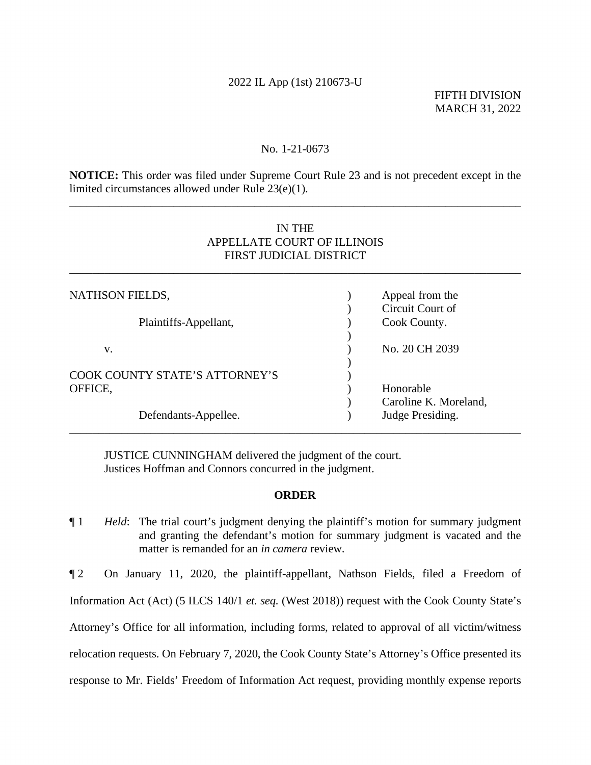2022 IL App (1st) 210673-U

FIFTH DIVISION
MARCH 31, 2022

No. 1-21-0673

**NOTICE:** This order was filed under Supreme Court Rule 23 and is not precedent except in the limited circumstances allowed under Rule 23(e)(1).

---

IN THE
APPELLATE COURT OF ILLINOIS
FIRST JUDICIAL DISTRICT

---

| | | |
|---|---|---|
| NATHSON FIELDS, | ) | Appeal from the |
| | ) | Circuit Court of |
| Plaintiffs-Appellant, | ) | Cook County. |
| | ) | |
| v. | ) | No. 20 CH 2039 |
| | ) | |
| COOK COUNTY STATE'S ATTORNEY'S | ) | |
| OFFICE, | ) | Honorable |
| | ) | Caroline K. Moreland, |
| Defendants-Appellee. | ) | Judge Presiding. |

---

JUSTICE CUNNINGHAM delivered the judgment of the court.
Justices Hoffman and Connors concurred in the judgment.

**ORDER**

¶ 1 *Held*: The trial court's judgment denying the plaintiff's motion for summary judgment and granting the defendant's motion for summary judgment is vacated and the matter is remanded for an *in camera* review.

¶ 2 On January 11, 2020, the plaintiff-appellant, Nathson Fields, filed a Freedom of Information Act (Act) (5 ILCS 140/1 *et. seq.* (West 2018)) request with the Cook County State's Attorney's Office for all information, including forms, related to approval of all victim/witness relocation requests. On February 7, 2020, the Cook County State's Attorney's Office presented its response to Mr. Fields' Freedom of Information Act request, providing monthly expense reports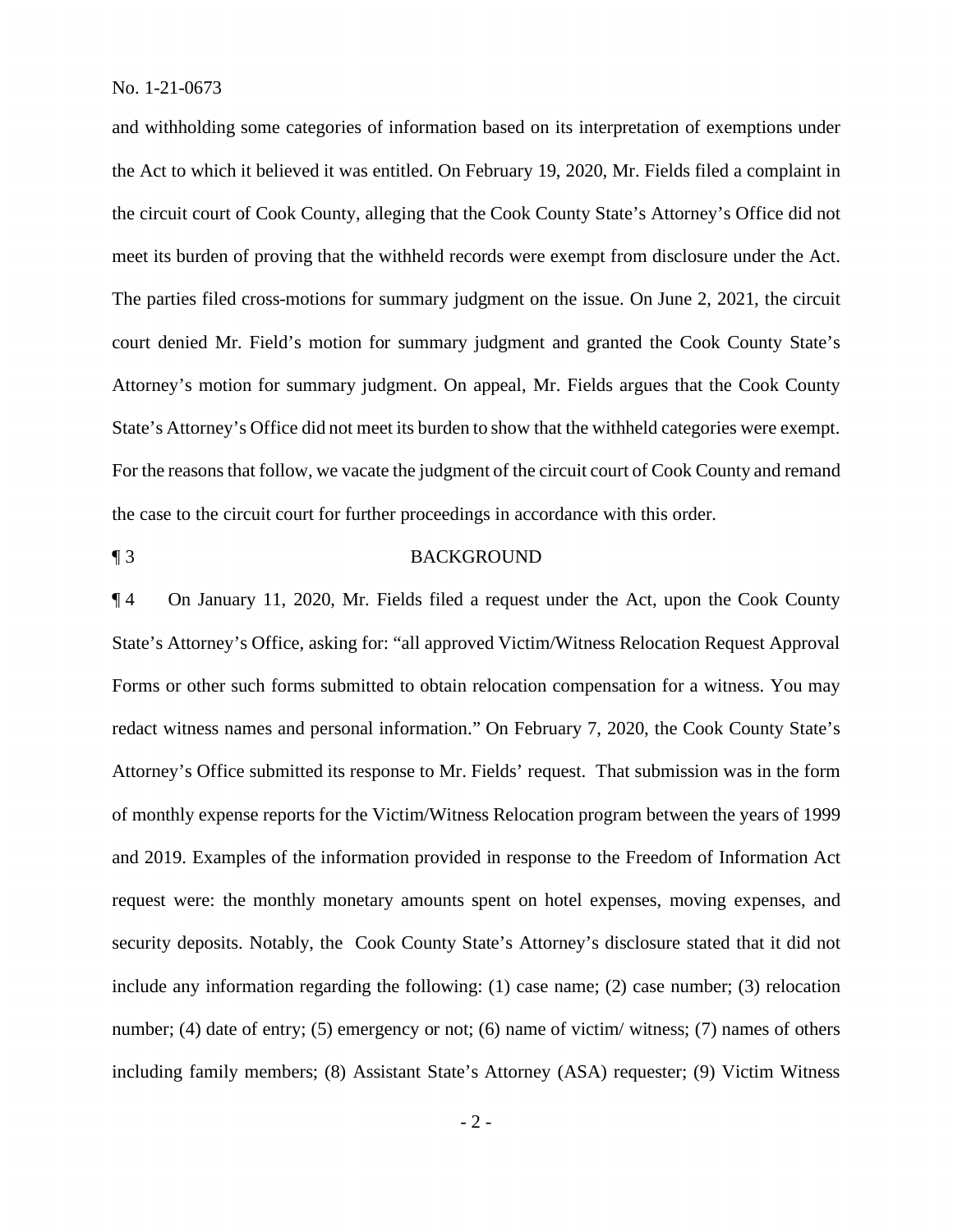and withholding some categories of information based on its interpretation of exemptions under the Act to which it believed it was entitled. On February 19, 2020, Mr. Fields filed a complaint in the circuit court of Cook County, alleging that the Cook County State's Attorney's Office did not meet its burden of proving that the withheld records were exempt from disclosure under the Act. The parties filed cross-motions for summary judgment on the issue. On June 2, 2021, the circuit court denied Mr. Field's motion for summary judgment and granted the Cook County State's Attorney's motion for summary judgment. On appeal, Mr. Fields argues that the Cook County State's Attorney's Office did not meet its burden to show that the withheld categories were exempt. For the reasons that follow, we vacate the judgment of the circuit court of Cook County and remand the case to the circuit court for further proceedings in accordance with this order.

¶ 3 BACKGROUND

¶ 4 On January 11, 2020, Mr. Fields filed a request under the Act, upon the Cook County State's Attorney's Office, asking for: "all approved Victim/Witness Relocation Request Approval Forms or other such forms submitted to obtain relocation compensation for a witness. You may redact witness names and personal information." On February 7, 2020, the Cook County State's Attorney's Office submitted its response to Mr. Fields' request. That submission was in the form of monthly expense reports for the Victim/Witness Relocation program between the years of 1999 and 2019. Examples of the information provided in response to the Freedom of Information Act request were: the monthly monetary amounts spent on hotel expenses, moving expenses, and security deposits. Notably, the Cook County State's Attorney's disclosure stated that it did not include any information regarding the following: (1) case name; (2) case number; (3) relocation number; (4) date of entry; (5) emergency or not; (6) name of victim/ witness; (7) names of others including family members; (8) Assistant State's Attorney (ASA) requester; (9) Victim Witness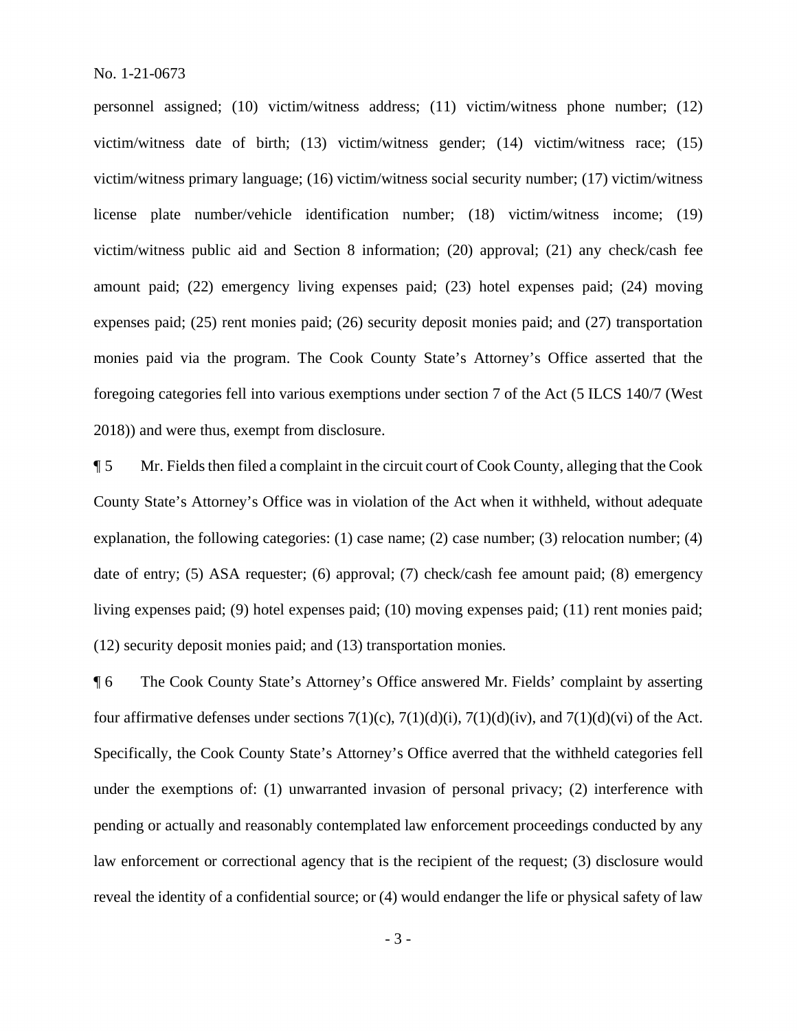personnel assigned; (10) victim/witness address; (11) victim/witness phone number; (12) victim/witness date of birth; (13) victim/witness gender; (14) victim/witness race; (15) victim/witness primary language; (16) victim/witness social security number; (17) victim/witness license plate number/vehicle identification number; (18) victim/witness income; (19) victim/witness public aid and Section 8 information; (20) approval; (21) any check/cash fee amount paid; (22) emergency living expenses paid; (23) hotel expenses paid; (24) moving expenses paid; (25) rent monies paid; (26) security deposit monies paid; and (27) transportation monies paid via the program. The Cook County State's Attorney's Office asserted that the foregoing categories fell into various exemptions under section 7 of the Act (5 ILCS 140/7 (West 2018)) and were thus, exempt from disclosure.

¶ 5 Mr. Fields then filed a complaint in the circuit court of Cook County, alleging that the Cook County State's Attorney's Office was in violation of the Act when it withheld, without adequate explanation, the following categories: (1) case name; (2) case number; (3) relocation number; (4) date of entry; (5) ASA requester; (6) approval; (7) check/cash fee amount paid; (8) emergency living expenses paid; (9) hotel expenses paid; (10) moving expenses paid; (11) rent monies paid; (12) security deposit monies paid; and (13) transportation monies.

¶ 6 The Cook County State's Attorney's Office answered Mr. Fields' complaint by asserting four affirmative defenses under sections 7(1)(c), 7(1)(d)(i), 7(1)(d)(iv), and 7(1)(d)(vi) of the Act. Specifically, the Cook County State's Attorney's Office averred that the withheld categories fell under the exemptions of: (1) unwarranted invasion of personal privacy; (2) interference with pending or actually and reasonably contemplated law enforcement proceedings conducted by any law enforcement or correctional agency that is the recipient of the request; (3) disclosure would reveal the identity of a confidential source; or (4) would endanger the life or physical safety of law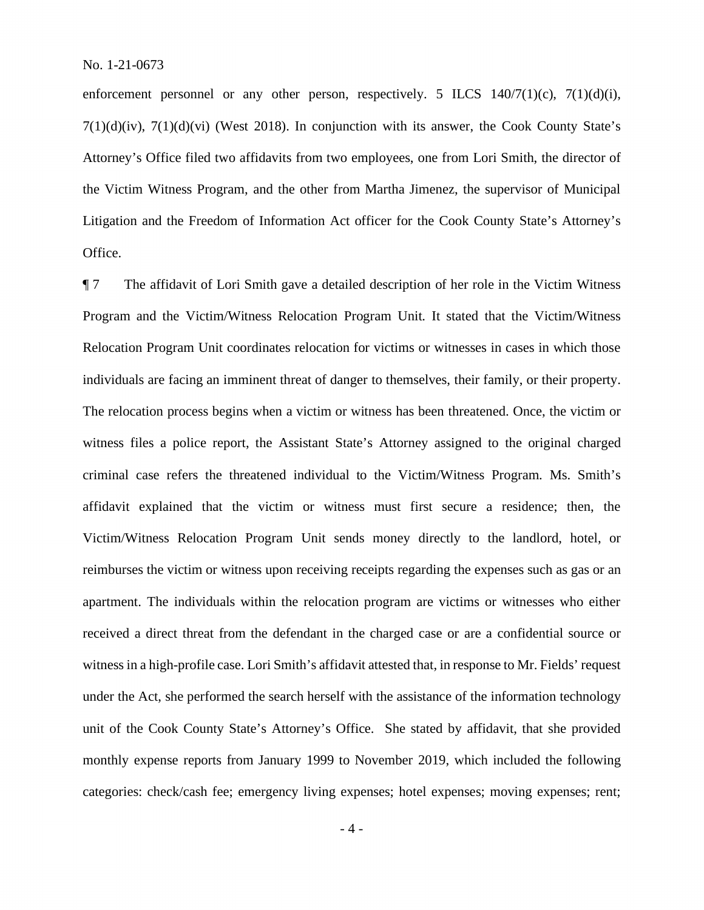enforcement personnel or any other person, respectively. 5 ILCS 140/7(1)(c), 7(1)(d)(i), 7(1)(d)(iv), 7(1)(d)(vi) (West 2018). In conjunction with its answer, the Cook County State's Attorney's Office filed two affidavits from two employees, one from Lori Smith, the director of the Victim Witness Program, and the other from Martha Jimenez, the supervisor of Municipal Litigation and the Freedom of Information Act officer for the Cook County State's Attorney's Office.

¶ 7 The affidavit of Lori Smith gave a detailed description of her role in the Victim Witness Program and the Victim/Witness Relocation Program Unit. It stated that the Victim/Witness Relocation Program Unit coordinates relocation for victims or witnesses in cases in which those individuals are facing an imminent threat of danger to themselves, their family, or their property. The relocation process begins when a victim or witness has been threatened. Once, the victim or witness files a police report, the Assistant State's Attorney assigned to the original charged criminal case refers the threatened individual to the Victim/Witness Program. Ms. Smith's affidavit explained that the victim or witness must first secure a residence; then, the Victim/Witness Relocation Program Unit sends money directly to the landlord, hotel, or reimburses the victim or witness upon receiving receipts regarding the expenses such as gas or an apartment. The individuals within the relocation program are victims or witnesses who either received a direct threat from the defendant in the charged case or are a confidential source or witness in a high-profile case. Lori Smith's affidavit attested that, in response to Mr. Fields' request under the Act, she performed the search herself with the assistance of the information technology unit of the Cook County State's Attorney's Office. She stated by affidavit, that she provided monthly expense reports from January 1999 to November 2019, which included the following categories: check/cash fee; emergency living expenses; hotel expenses; moving expenses; rent;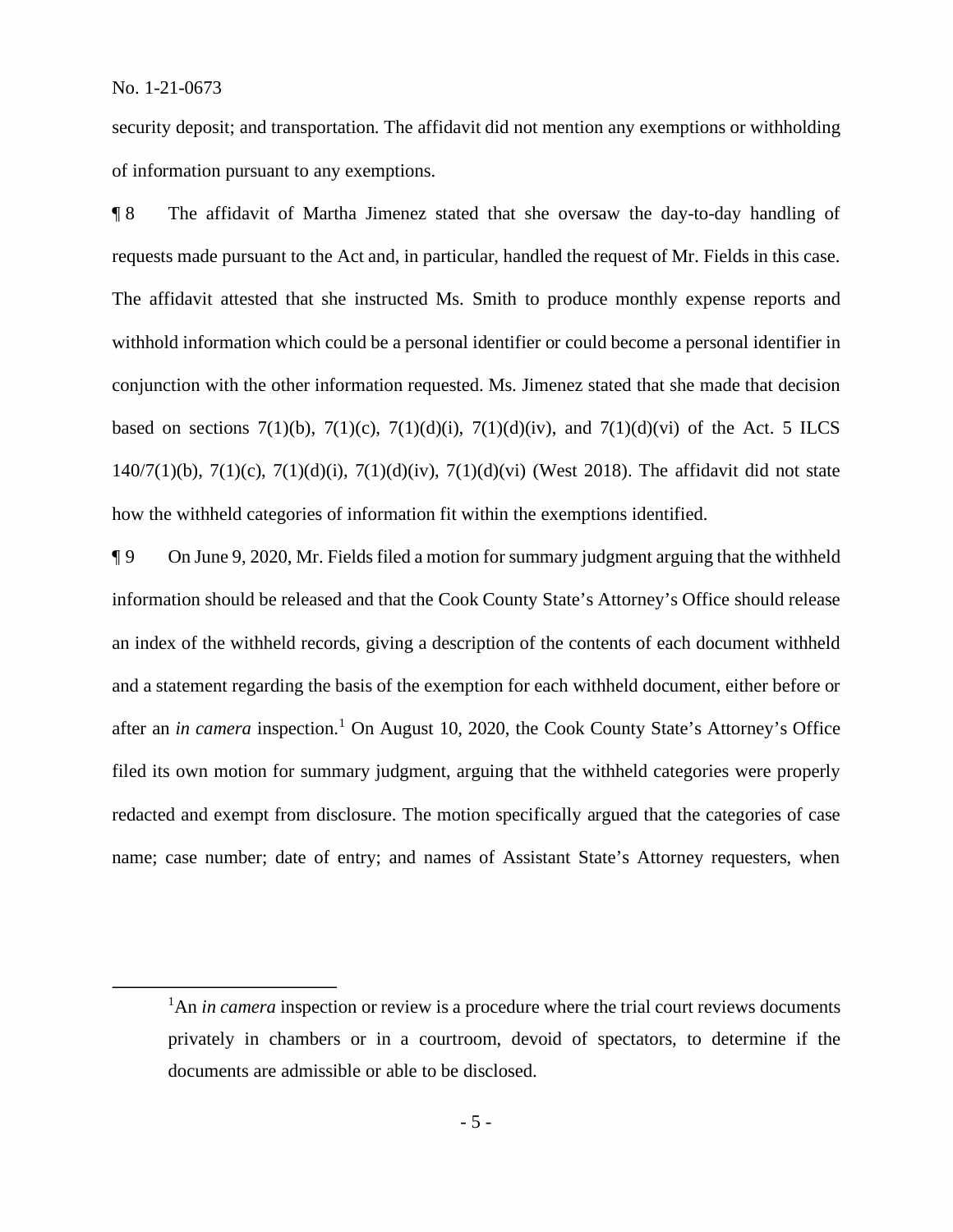security deposit; and transportation. The affidavit did not mention any exemptions or withholding of information pursuant to any exemptions.

¶ 8 The affidavit of Martha Jimenez stated that she oversaw the day-to-day handling of requests made pursuant to the Act and, in particular, handled the request of Mr. Fields in this case. The affidavit attested that she instructed Ms. Smith to produce monthly expense reports and withhold information which could be a personal identifier or could become a personal identifier in conjunction with the other information requested. Ms. Jimenez stated that she made that decision based on sections 7(1)(b), 7(1)(c), 7(1)(d)(i), 7(1)(d)(iv), and 7(1)(d)(vi) of the Act. 5 ILCS 140/7(1)(b), 7(1)(c), 7(1)(d)(i), 7(1)(d)(iv), 7(1)(d)(vi) (West 2018). The affidavit did not state how the withheld categories of information fit within the exemptions identified.

¶ 9 On June 9, 2020, Mr. Fields filed a motion for summary judgment arguing that the withheld information should be released and that the Cook County State's Attorney's Office should release an index of the withheld records, giving a description of the contents of each document withheld and a statement regarding the basis of the exemption for each withheld document, either before or after an *in camera* inspection.[1] On August 10, 2020, the Cook County State's Attorney's Office filed its own motion for summary judgment, arguing that the withheld categories were properly redacted and exempt from disclosure. The motion specifically argued that the categories of case name; case number; date of entry; and names of Assistant State's Attorney requesters, when

[1] An *in camera* inspection or review is a procedure where the trial court reviews documents privately in chambers or in a courtroom, devoid of spectators, to determine if the documents are admissible or able to be disclosed.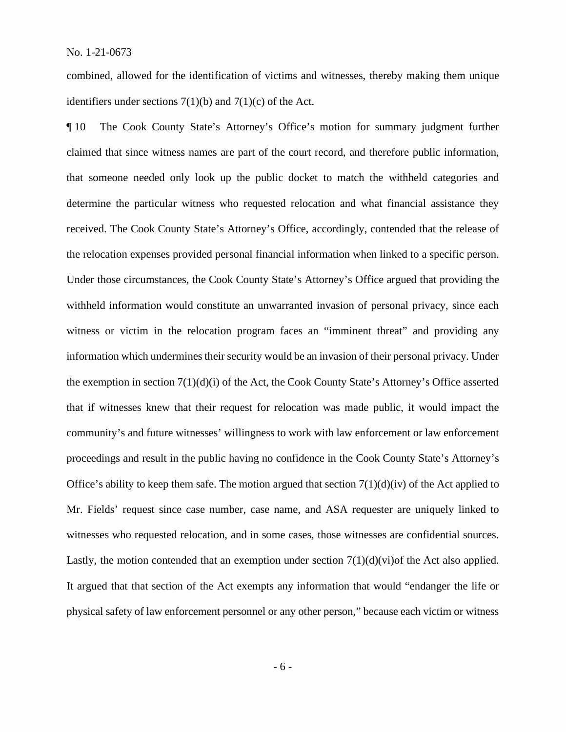combined, allowed for the identification of victims and witnesses, thereby making them unique identifiers under sections 7(1)(b) and 7(1)(c) of the Act.

¶ 10 The Cook County State's Attorney's Office's motion for summary judgment further claimed that since witness names are part of the court record, and therefore public information, that someone needed only look up the public docket to match the withheld categories and determine the particular witness who requested relocation and what financial assistance they received. The Cook County State's Attorney's Office, accordingly, contended that the release of the relocation expenses provided personal financial information when linked to a specific person. Under those circumstances, the Cook County State's Attorney's Office argued that providing the withheld information would constitute an unwarranted invasion of personal privacy, since each witness or victim in the relocation program faces an "imminent threat" and providing any information which undermines their security would be an invasion of their personal privacy. Under the exemption in section 7(1)(d)(i) of the Act, the Cook County State's Attorney's Office asserted that if witnesses knew that their request for relocation was made public, it would impact the community's and future witnesses' willingness to work with law enforcement or law enforcement proceedings and result in the public having no confidence in the Cook County State's Attorney's Office's ability to keep them safe. The motion argued that section 7(1)(d)(iv) of the Act applied to Mr. Fields' request since case number, case name, and ASA requester are uniquely linked to witnesses who requested relocation, and in some cases, those witnesses are confidential sources. Lastly, the motion contended that an exemption under section 7(1)(d)(vi)of the Act also applied. It argued that that section of the Act exempts any information that would "endanger the life or physical safety of law enforcement personnel or any other person," because each victim or witness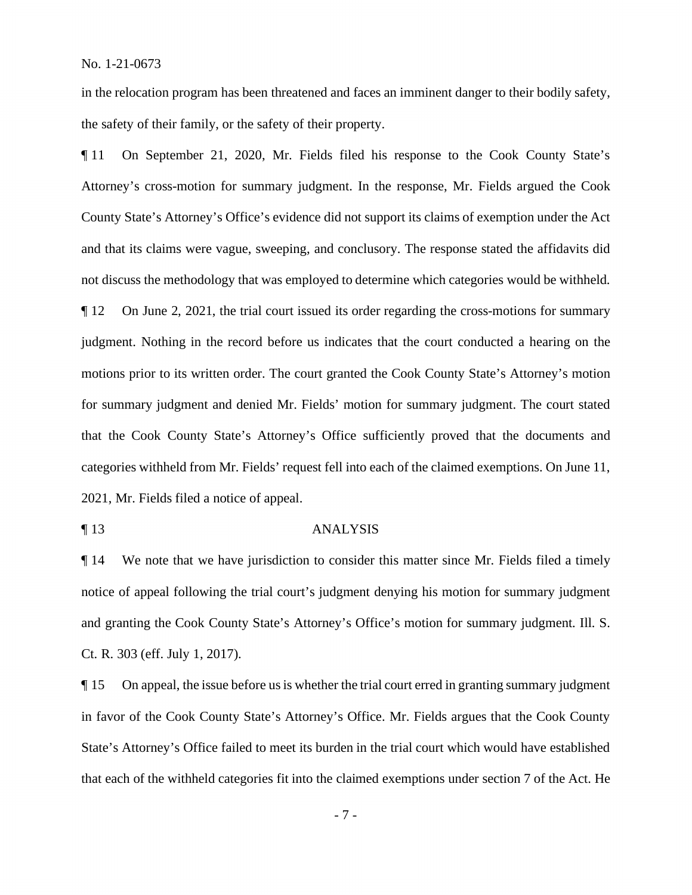in the relocation program has been threatened and faces an imminent danger to their bodily safety, the safety of their family, or the safety of their property.

¶ 11 On September 21, 2020, Mr. Fields filed his response to the Cook County State's Attorney's cross-motion for summary judgment. In the response, Mr. Fields argued the Cook County State's Attorney's Office's evidence did not support its claims of exemption under the Act and that its claims were vague, sweeping, and conclusory. The response stated the affidavits did not discuss the methodology that was employed to determine which categories would be withheld.

¶ 12 On June 2, 2021, the trial court issued its order regarding the cross-motions for summary judgment. Nothing in the record before us indicates that the court conducted a hearing on the motions prior to its written order. The court granted the Cook County State's Attorney's motion for summary judgment and denied Mr. Fields' motion for summary judgment. The court stated that the Cook County State's Attorney's Office sufficiently proved that the documents and categories withheld from Mr. Fields' request fell into each of the claimed exemptions. On June 11, 2021, Mr. Fields filed a notice of appeal.

¶ 13 ANALYSIS

¶ 14 We note that we have jurisdiction to consider this matter since Mr. Fields filed a timely notice of appeal following the trial court's judgment denying his motion for summary judgment and granting the Cook County State's Attorney's Office's motion for summary judgment. Ill. S. Ct. R. 303 (eff. July 1, 2017).

¶ 15 On appeal, the issue before us is whether the trial court erred in granting summary judgment in favor of the Cook County State's Attorney's Office. Mr. Fields argues that the Cook County State's Attorney's Office failed to meet its burden in the trial court which would have established that each of the withheld categories fit into the claimed exemptions under section 7 of the Act. He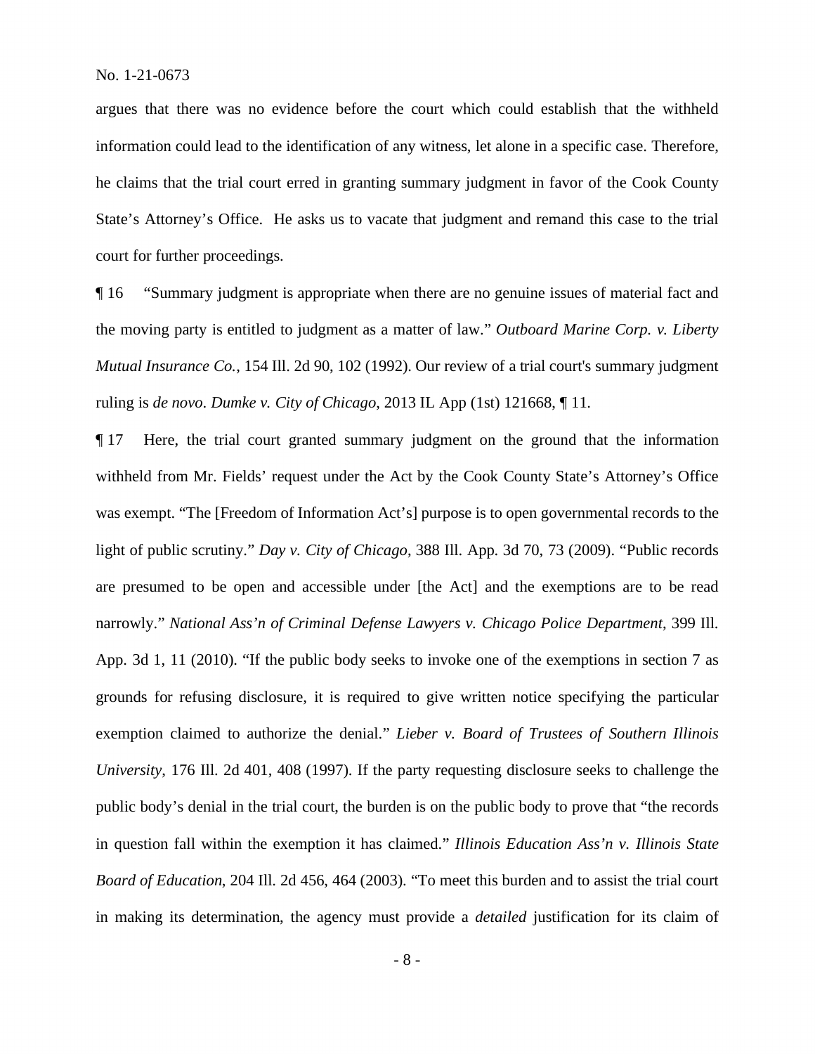argues that there was no evidence before the court which could establish that the withheld information could lead to the identification of any witness, let alone in a specific case. Therefore, he claims that the trial court erred in granting summary judgment in favor of the Cook County State's Attorney's Office. He asks us to vacate that judgment and remand this case to the trial court for further proceedings.

¶ 16 "Summary judgment is appropriate when there are no genuine issues of material fact and the moving party is entitled to judgment as a matter of law." *Outboard Marine Corp. v. Liberty Mutual Insurance Co.*, 154 Ill. 2d 90, 102 (1992). Our review of a trial court's summary judgment ruling is *de novo*. *Dumke v. City of Chicago*, 2013 IL App (1st) 121668, ¶ 11.

¶ 17 Here, the trial court granted summary judgment on the ground that the information withheld from Mr. Fields' request under the Act by the Cook County State's Attorney's Office was exempt. "The [Freedom of Information Act's] purpose is to open governmental records to the light of public scrutiny." *Day v. City of Chicago*, 388 Ill. App. 3d 70, 73 (2009). "Public records are presumed to be open and accessible under [the Act] and the exemptions are to be read narrowly." *National Ass'n of Criminal Defense Lawyers v. Chicago Police Department*, 399 Ill. App. 3d 1, 11 (2010). "If the public body seeks to invoke one of the exemptions in section 7 as grounds for refusing disclosure, it is required to give written notice specifying the particular exemption claimed to authorize the denial." *Lieber v. Board of Trustees of Southern Illinois University*, 176 Ill. 2d 401, 408 (1997). If the party requesting disclosure seeks to challenge the public body's denial in the trial court, the burden is on the public body to prove that "the records in question fall within the exemption it has claimed." *Illinois Education Ass'n v. Illinois State Board of Education*, 204 Ill. 2d 456, 464 (2003). "To meet this burden and to assist the trial court in making its determination, the agency must provide a *detailed* justification for its claim of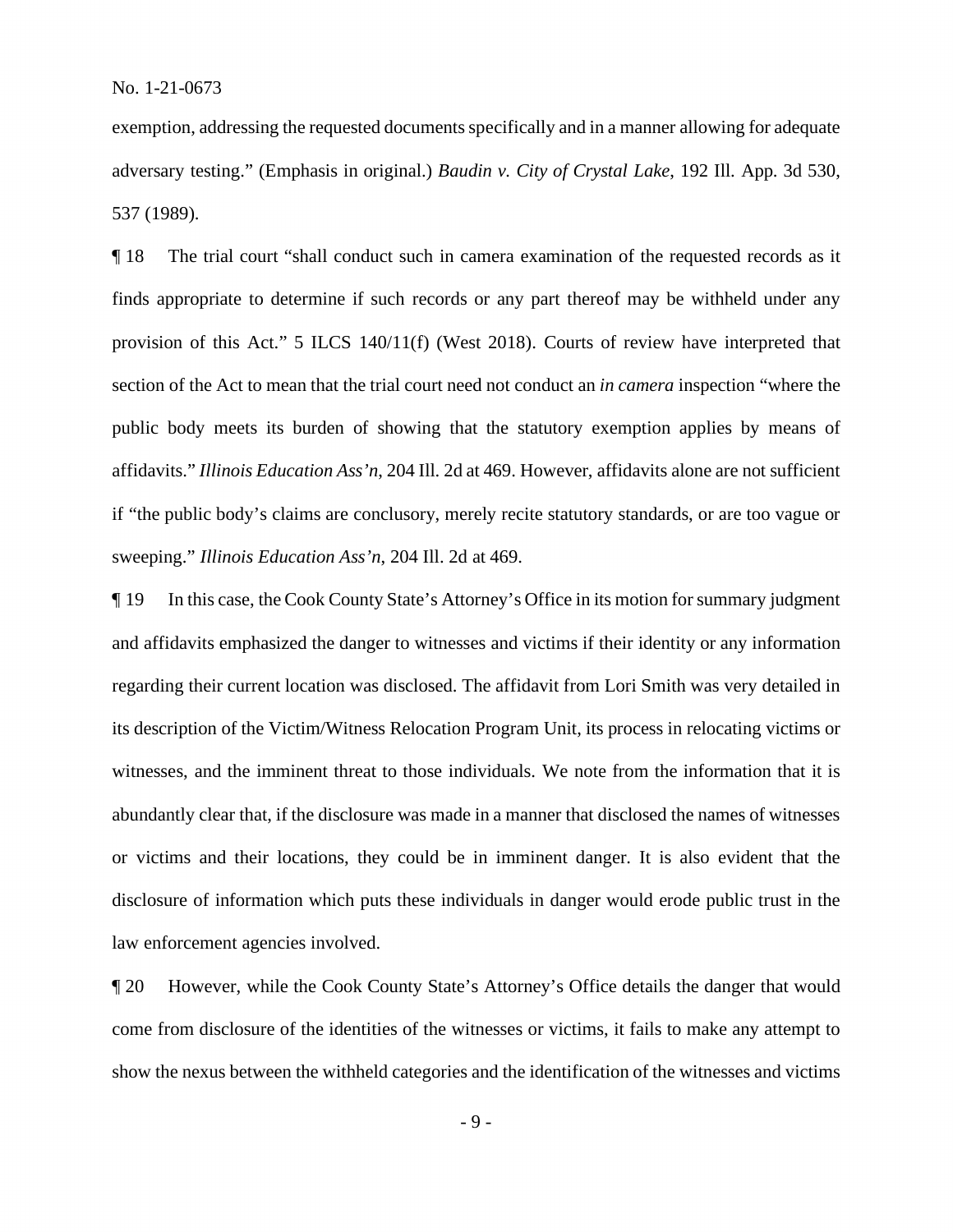exemption, addressing the requested documents specifically and in a manner allowing for adequate adversary testing." (Emphasis in original.) *Baudin v. City of Crystal Lake*, 192 Ill. App. 3d 530, 537 (1989).

¶ 18 The trial court "shall conduct such in camera examination of the requested records as it finds appropriate to determine if such records or any part thereof may be withheld under any provision of this Act." 5 ILCS 140/11(f) (West 2018). Courts of review have interpreted that section of the Act to mean that the trial court need not conduct an *in camera* inspection "where the public body meets its burden of showing that the statutory exemption applies by means of affidavits." *Illinois Education Ass'n*, 204 Ill. 2d at 469. However, affidavits alone are not sufficient if "the public body's claims are conclusory, merely recite statutory standards, or are too vague or sweeping." *Illinois Education Ass'n*, 204 Ill. 2d at 469.

¶ 19 In this case, the Cook County State's Attorney's Office in its motion for summary judgment and affidavits emphasized the danger to witnesses and victims if their identity or any information regarding their current location was disclosed. The affidavit from Lori Smith was very detailed in its description of the Victim/Witness Relocation Program Unit, its process in relocating victims or witnesses, and the imminent threat to those individuals. We note from the information that it is abundantly clear that, if the disclosure was made in a manner that disclosed the names of witnesses or victims and their locations, they could be in imminent danger. It is also evident that the disclosure of information which puts these individuals in danger would erode public trust in the law enforcement agencies involved.

¶ 20 However, while the Cook County State's Attorney's Office details the danger that would come from disclosure of the identities of the witnesses or victims, it fails to make any attempt to show the nexus between the withheld categories and the identification of the witnesses and victims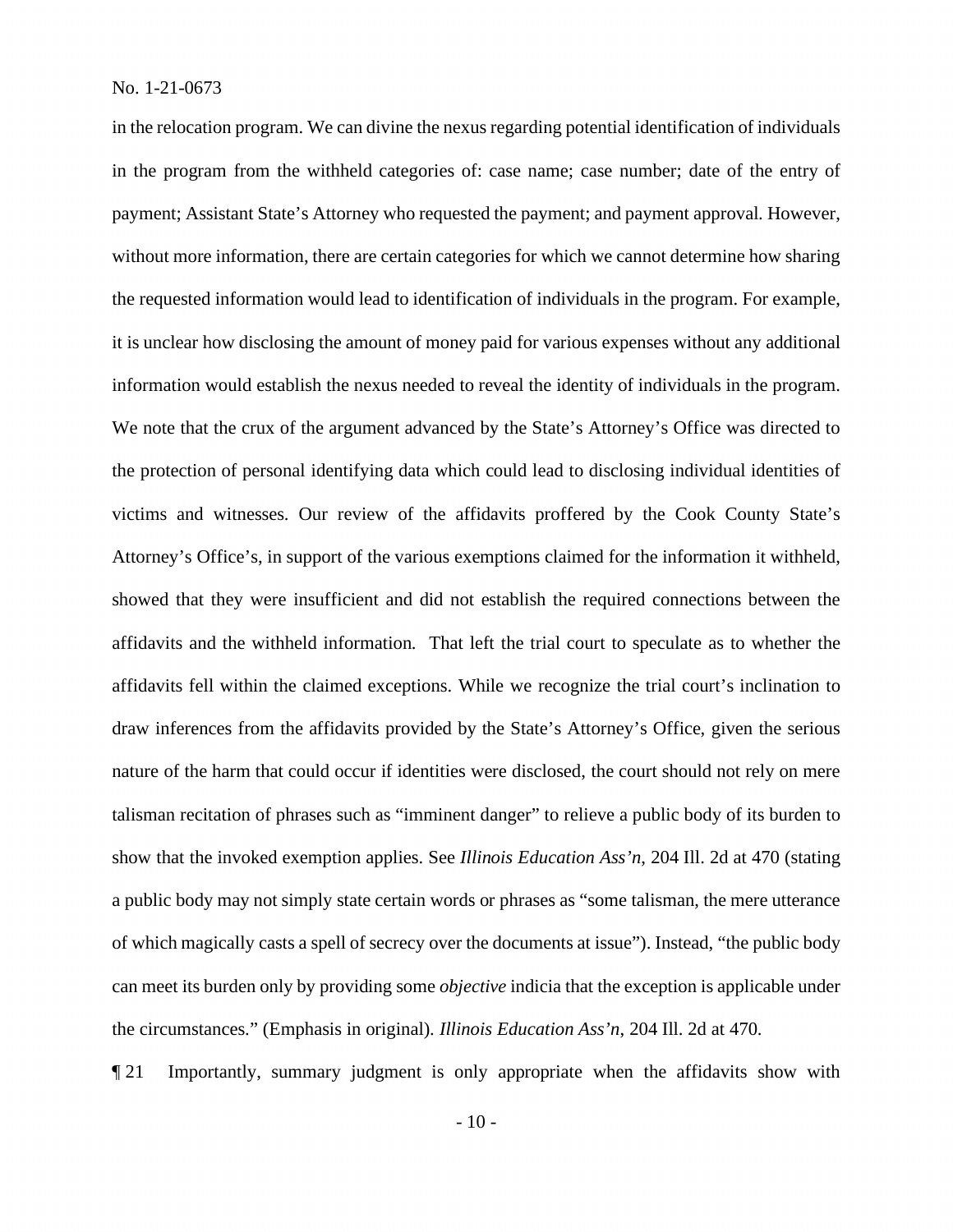in the relocation program. We can divine the nexus regarding potential identification of individuals in the program from the withheld categories of: case name; case number; date of the entry of payment; Assistant State's Attorney who requested the payment; and payment approval. However, without more information, there are certain categories for which we cannot determine how sharing the requested information would lead to identification of individuals in the program. For example, it is unclear how disclosing the amount of money paid for various expenses without any additional information would establish the nexus needed to reveal the identity of individuals in the program. We note that the crux of the argument advanced by the State's Attorney's Office was directed to the protection of personal identifying data which could lead to disclosing individual identities of victims and witnesses. Our review of the affidavits proffered by the Cook County State's Attorney's Office's, in support of the various exemptions claimed for the information it withheld, showed that they were insufficient and did not establish the required connections between the affidavits and the withheld information. That left the trial court to speculate as to whether the affidavits fell within the claimed exceptions. While we recognize the trial court's inclination to draw inferences from the affidavits provided by the State's Attorney's Office, given the serious nature of the harm that could occur if identities were disclosed, the court should not rely on mere talisman recitation of phrases such as "imminent danger" to relieve a public body of its burden to show that the invoked exemption applies. See *Illinois Education Ass'n*, 204 Ill. 2d at 470 (stating a public body may not simply state certain words or phrases as "some talisman, the mere utterance of which magically casts a spell of secrecy over the documents at issue"). Instead, "the public body can meet its burden only by providing some *objective* indicia that the exception is applicable under the circumstances." (Emphasis in original). *Illinois Education Ass'n*, 204 Ill. 2d at 470.

¶ 21 Importantly, summary judgment is only appropriate when the affidavits show with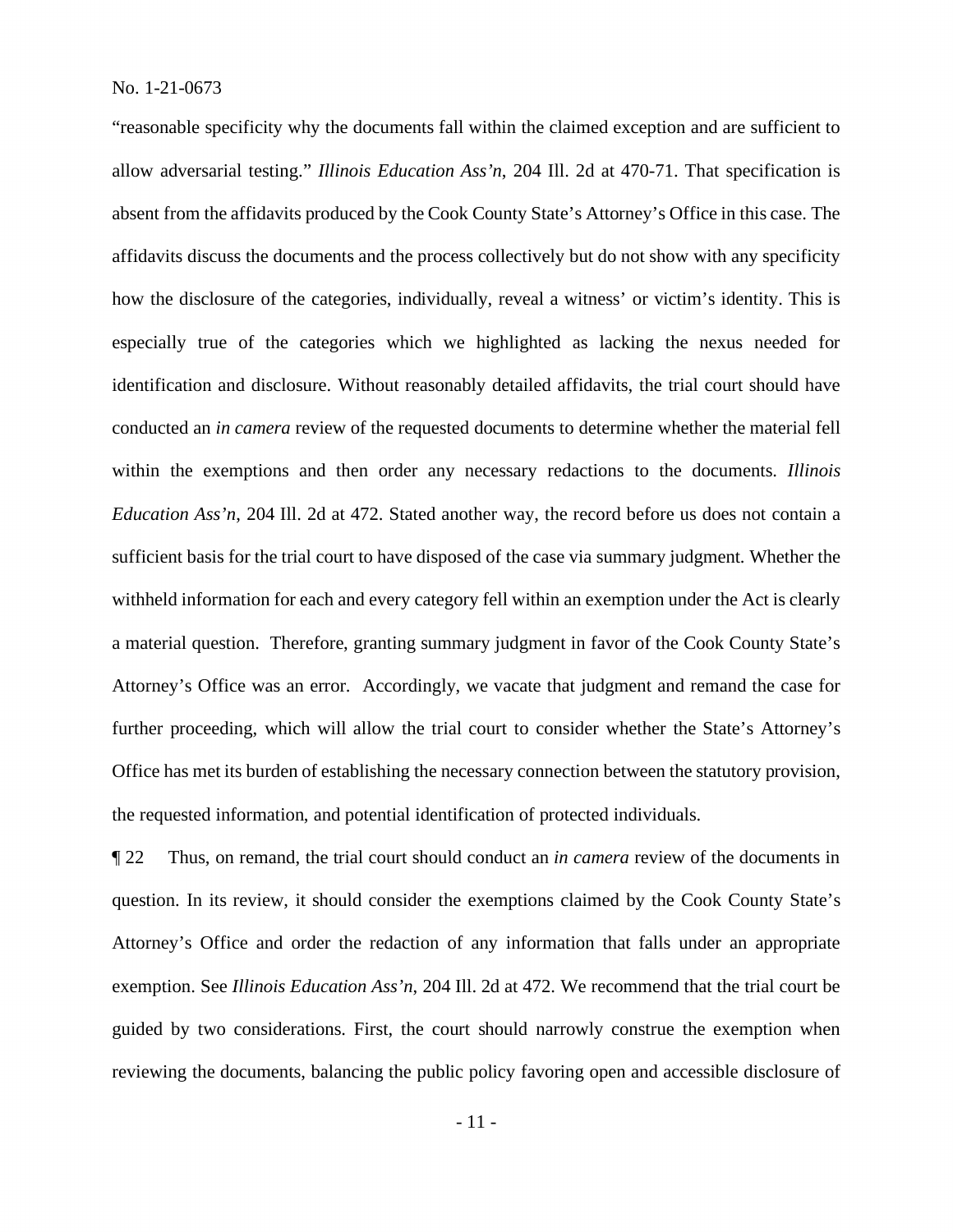"reasonable specificity why the documents fall within the claimed exception and are sufficient to allow adversarial testing." *Illinois Education Ass'n*, 204 Ill. 2d at 470-71. That specification is absent from the affidavits produced by the Cook County State's Attorney's Office in this case. The affidavits discuss the documents and the process collectively but do not show with any specificity how the disclosure of the categories, individually, reveal a witness' or victim's identity. This is especially true of the categories which we highlighted as lacking the nexus needed for identification and disclosure. Without reasonably detailed affidavits, the trial court should have conducted an *in camera* review of the requested documents to determine whether the material fell within the exemptions and then order any necessary redactions to the documents. *Illinois Education Ass'n*, 204 Ill. 2d at 472. Stated another way, the record before us does not contain a sufficient basis for the trial court to have disposed of the case via summary judgment. Whether the withheld information for each and every category fell within an exemption under the Act is clearly a material question. Therefore, granting summary judgment in favor of the Cook County State's Attorney's Office was an error. Accordingly, we vacate that judgment and remand the case for further proceeding, which will allow the trial court to consider whether the State's Attorney's Office has met its burden of establishing the necessary connection between the statutory provision, the requested information, and potential identification of protected individuals.

¶ 22 Thus, on remand, the trial court should conduct an *in camera* review of the documents in question. In its review, it should consider the exemptions claimed by the Cook County State's Attorney's Office and order the redaction of any information that falls under an appropriate exemption. See *Illinois Education Ass'n*, 204 Ill. 2d at 472. We recommend that the trial court be guided by two considerations. First, the court should narrowly construe the exemption when reviewing the documents, balancing the public policy favoring open and accessible disclosure of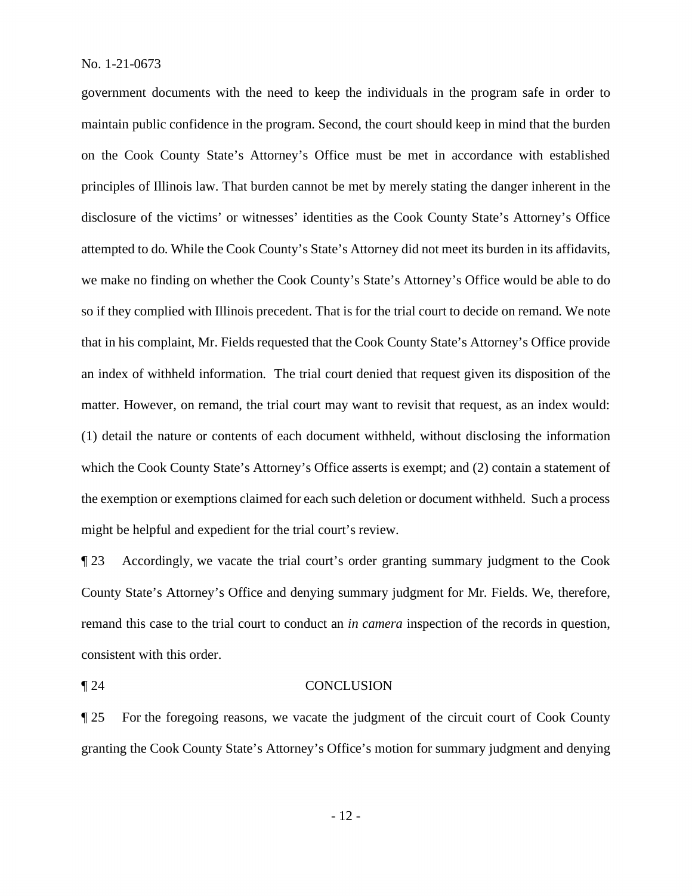government documents with the need to keep the individuals in the program safe in order to maintain public confidence in the program. Second, the court should keep in mind that the burden on the Cook County State's Attorney's Office must be met in accordance with established principles of Illinois law. That burden cannot be met by merely stating the danger inherent in the disclosure of the victims' or witnesses' identities as the Cook County State's Attorney's Office attempted to do. While the Cook County's State's Attorney did not meet its burden in its affidavits, we make no finding on whether the Cook County's State's Attorney's Office would be able to do so if they complied with Illinois precedent. That is for the trial court to decide on remand. We note that in his complaint, Mr. Fields requested that the Cook County State's Attorney's Office provide an index of withheld information. The trial court denied that request given its disposition of the matter. However, on remand, the trial court may want to revisit that request, as an index would: (1) detail the nature or contents of each document withheld, without disclosing the information which the Cook County State's Attorney's Office asserts is exempt; and (2) contain a statement of the exemption or exemptions claimed for each such deletion or document withheld. Such a process might be helpful and expedient for the trial court's review.

¶ 23 Accordingly, we vacate the trial court's order granting summary judgment to the Cook County State's Attorney's Office and denying summary judgment for Mr. Fields. We, therefore, remand this case to the trial court to conduct an *in camera* inspection of the records in question, consistent with this order.

¶ 24 CONCLUSION

¶ 25 For the foregoing reasons, we vacate the judgment of the circuit court of Cook County granting the Cook County State's Attorney's Office's motion for summary judgment and denying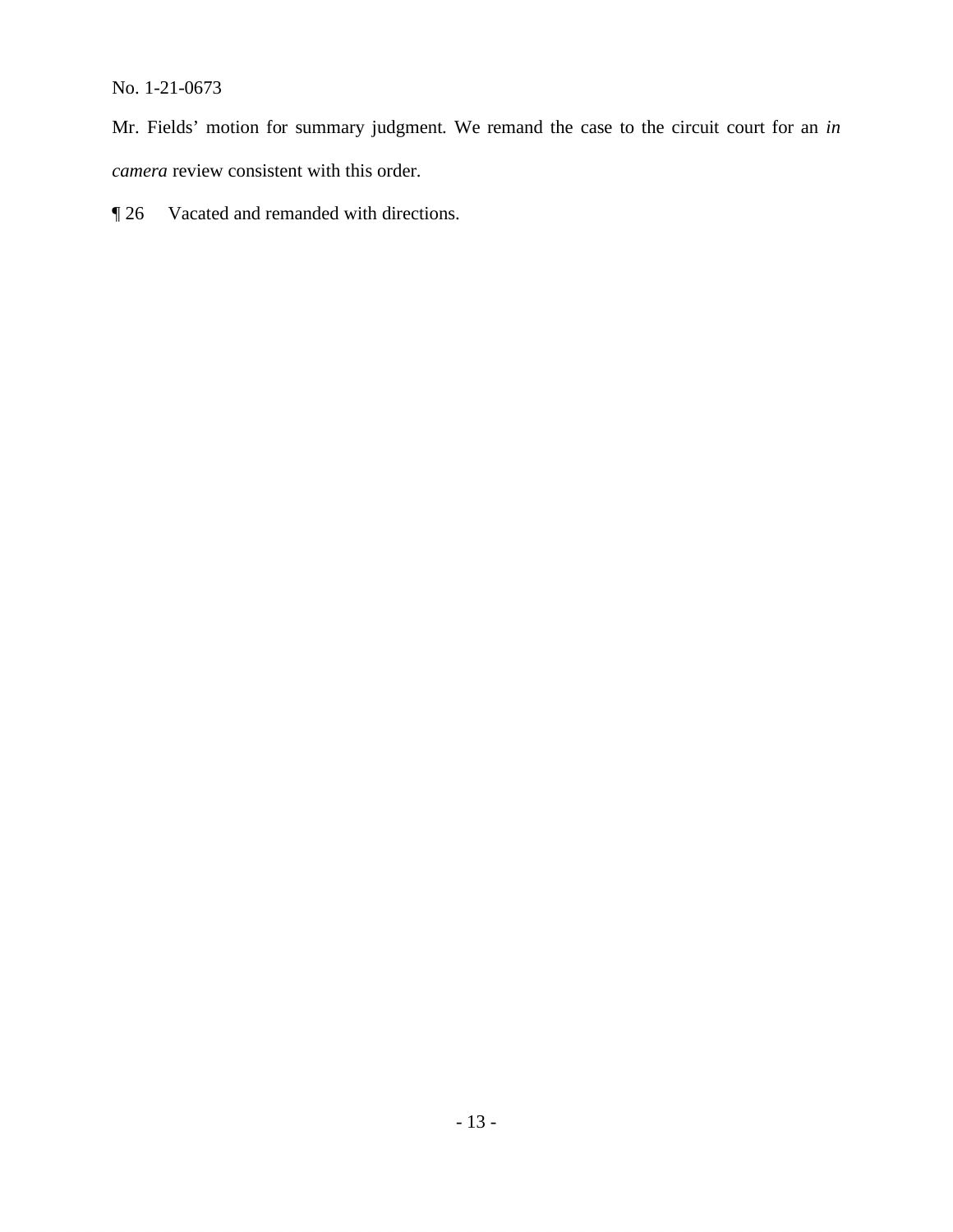Mr. Fields' motion for summary judgment. We remand the case to the circuit court for an *in camera* review consistent with this order.

¶ 26 Vacated and remanded with directions.